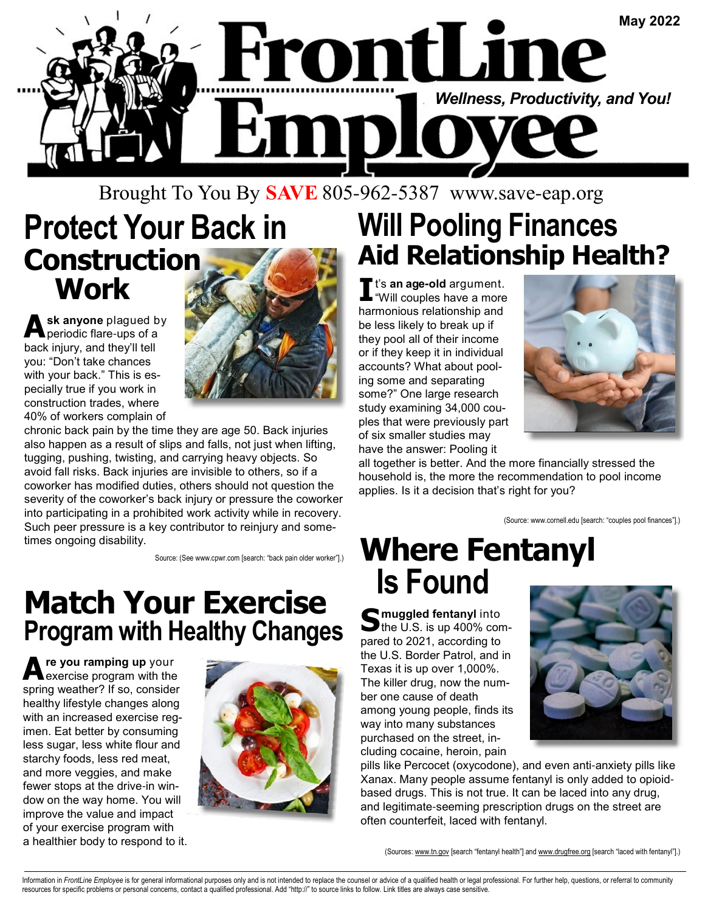# FrontLine Employee

May 2022

*Wellness, Productivity, and You!*

Brought To You By **SAVE** 805-962-5387 www.save-eap.org

## Protect Your Back in Construction Work

**Ask anyone** plagued by periodic flare-ups of a back injury, and they'll tell you: "Don't take chances with your back." This is especially true if you work in construction trades, where 40% of workers complain of chronic back pain by the time they are age 50. Back injuries also happen as a result of slips and falls, not just when lifting, tugging, pushing, twisting, and carrying heavy objects. So avoid fall risks. Back injuries are invisible to others, so if a coworker has modified duties, others should not question the severity of the coworker's back injury or pressure the coworker into participating in a prohibited work activity while in recovery. Such peer pressure is a key contributor to reinjury and sometimes ongoing disability.

Source: (See www.cpwr.com [search: "back pain older worker"].)

## Match Your Exercise Program with Healthy Changes

**Are you ramping up** your exercise program with the spring weather? If so, consider healthy lifestyle changes along with an increased exercise regimen. Eat better by consuming less sugar, less white flour and starchy foods, less red meat, and more veggies, and make fewer stops at the drive-in window on the way home. You will improve the value and impact of your exercise program with a healthier body to respond to it.

## Will Pooling Finances Aid Relationship Health?

**It's an age-old** argument. "Will couples have a more harmonious relationship and be less likely to break up if they pool all of their income or if they keep it in individual accounts? What about pooling some and separating some?" One large research study examining 34,000 couples that were previously part of six smaller studies may have the answer: Pooling it all together is better. And the more financially stressed the household is, the more the recommendation to pool income applies. Is it a decision that's right for you?

(Source: www.cornell.edu [search: "couples pool finances"].)

## Where Fentanyl Is Found

**Smuggled fentanyl** into the U.S. is up 400% compared to 2021, according to the U.S. Border Patrol, and in Texas it is up over 1,000%. The killer drug, now the number one cause of death among young people, finds its way into many substances purchased on the street, including cocaine, heroin, pain pills like Percocet (oxycodone), and even anti-anxiety pills like Xanax. Many people assume fentanyl is only added to opioid-based drugs. This is not true. It can be laced into any drug, and legitimate-seeming prescription drugs on the street are often counterfeit, laced with fentanyl.

(Sources: www.tn.gov [search "fentanyl health"] and www.drugfree.org [search "laced with fentanyl"].)

Information in *FrontLine Employee* is for general informational purposes only and is not intended to replace the counsel or advice of a qualified health or legal professional. For further help, questions, or referral to community resources for specific problems or personal concerns, contact a qualified professional. Add "http://" to source links to follow. Link titles are always case sensitive.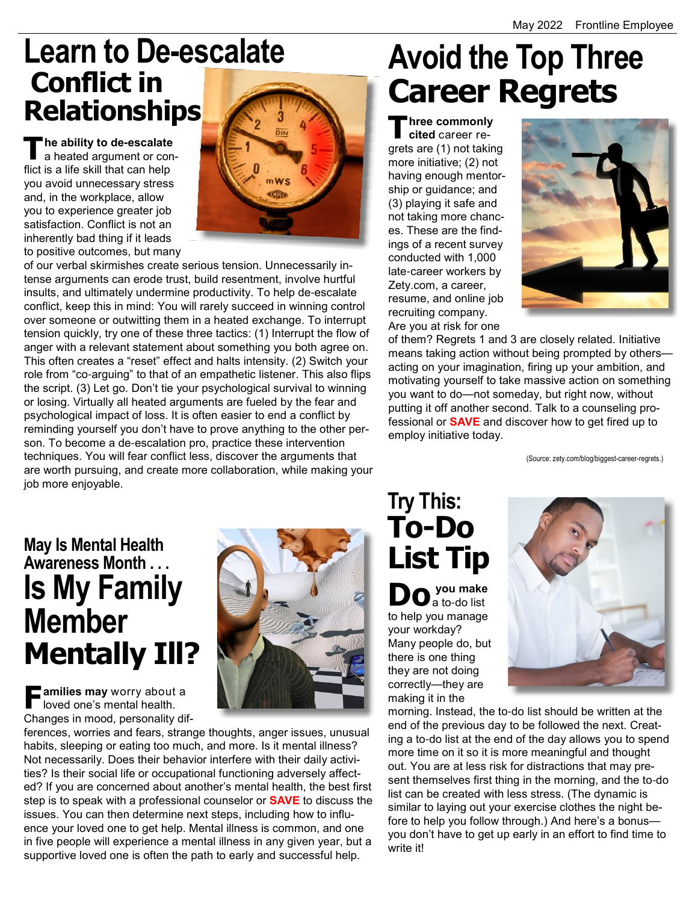# Learn to De-escalate Conflict in Relationships

**The ability to de-escalate** a heated argument or conflict is a life skill that can help you avoid unnecessary stress and, in the workplace, allow you to experience greater job satisfaction. Conflict is not an inherently bad thing if it leads to positive outcomes, but many of our verbal skirmishes create serious tension. Unnecessarily intense arguments can erode trust, build resentment, involve hurtful insults, and ultimately undermine productivity. To help de-escalate conflict, keep this in mind: You will rarely succeed in winning control over someone or outwitting them in a heated exchange. To interrupt tension quickly, try one of these three tactics: (1) Interrupt the flow of anger with a relevant statement about something you both agree on. This often creates a "reset" effect and halts intensity. (2) Switch your role from "co-arguing" to that of an empathetic listener. This also flips the script. (3) Let go. Don't tie your psychological survival to winning or losing. Virtually all heated arguments are fueled by the fear and psychological impact of loss. It is often easier to end a conflict by reminding yourself you don't have to prove anything to the other person. To become a de-escalation pro, practice these intervention techniques. You will fear conflict less, discover the arguments that are worth pursuing, and create more collaboration, while making your job more enjoyable.

## May Is Mental Health Awareness Month . . .

# Is My Family Member Mentally Ill?

**Families may** worry about a loved one's mental health. Changes in mood, personality differences, worries and fears, strange thoughts, anger issues, unusual habits, sleeping or eating too much, and more. Is it mental illness? Not necessarily. Does their behavior interfere with their daily activities? Is their social life or occupational functioning adversely affected? If you are concerned about another's mental health, the best first step is to speak with a professional counselor or **SAVE** to discuss the issues. You can then determine next steps, including how to influence your loved one to get help. Mental illness is common, and one in five people will experience a mental illness in any given year, but a supportive loved one is often the path to early and successful help.

# Avoid the Top Three Career Regrets

**Three commonly cited** career regrets are (1) not taking more initiative; (2) not having enough mentorship or guidance; and (3) playing it safe and not taking more chances. These are the findings of a recent survey conducted with 1,000 late-career workers by Zety.com, a career, resume, and online job recruiting company. Are you at risk for one of them? Regrets 1 and 3 are closely related. Initiative means taking action without being prompted by others—acting on your imagination, firing up your ambition, and motivating yourself to take massive action on something you want to do—not someday, but right now, without putting it off another second. Talk to a counseling professional or **SAVE** and discover how to get fired up to employ initiative today.

(Source: zety.com/blog/biggest-career-regrets.)

## Try This:

# To-Do List Tip

**Do you make** a to-do list to help you manage your workday? Many people do, but there is one thing they are not doing correctly—they are making it in the morning. Instead, the to-do list should be written at the end of the previous day to be followed the next. Creating a to-do list at the end of the day allows you to spend more time on it so it is more meaningful and thought out. You are at less risk for distractions that may present themselves first thing in the morning, and the to-do list can be created with less stress. (The dynamic is similar to laying out your exercise clothes the night before to help you follow through.) And here's a bonus—you don't have to get up early in an effort to find time to write it!